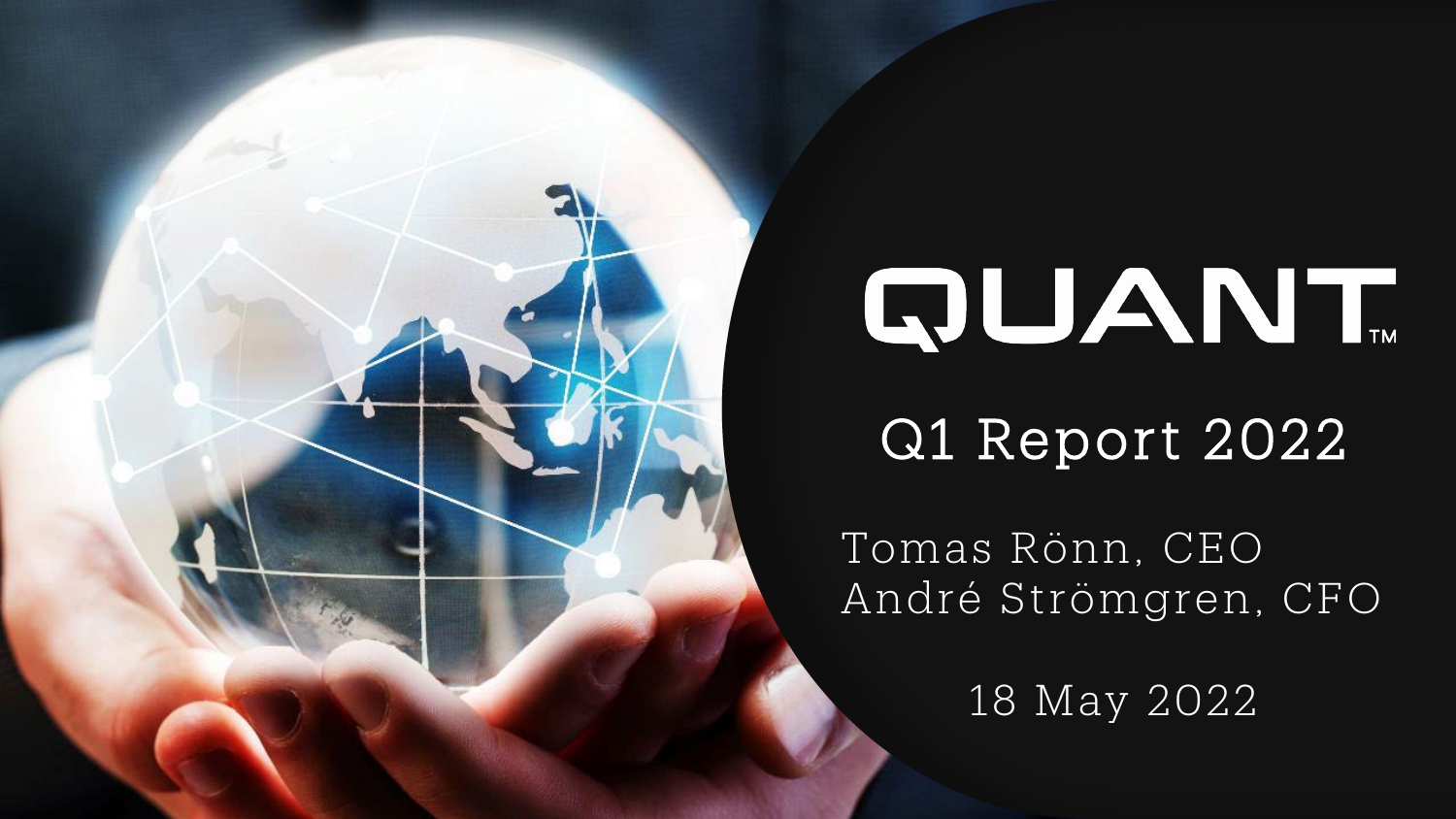# QUANT™

## Q1 Report 2022

Tomas Rönn, CEO
André Strömgren, CFO

18 May 2022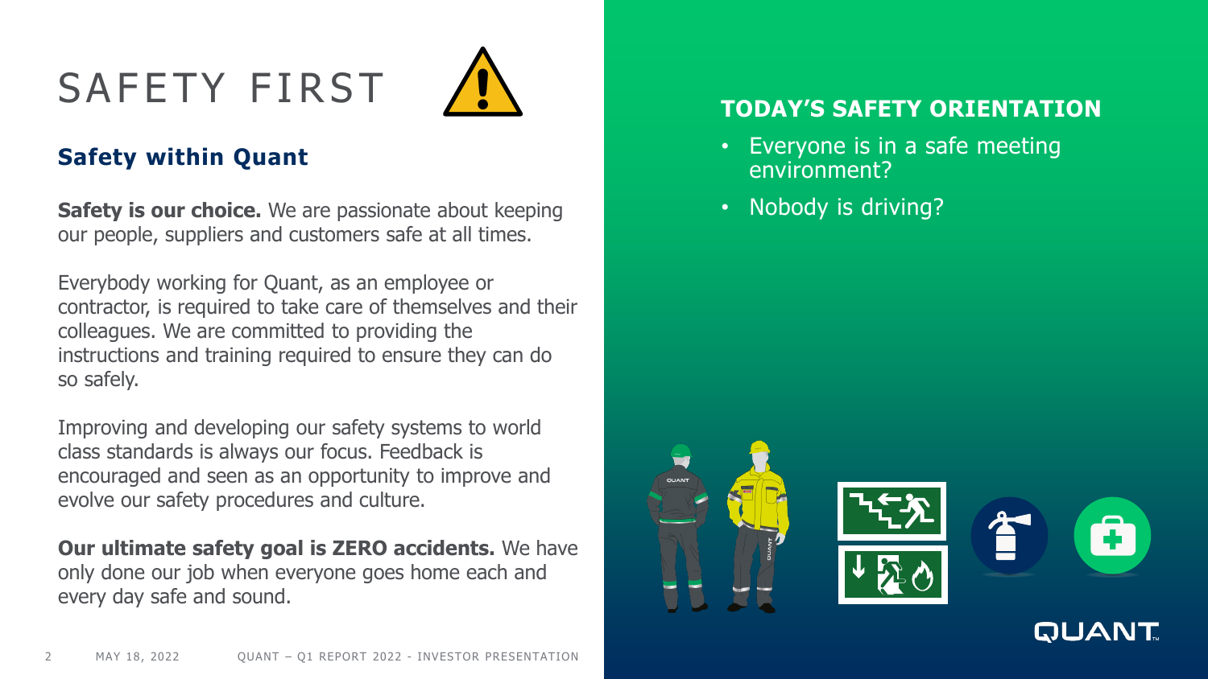# SAFETY FIRST

## Safety within Quant

**Safety is our choice.** We are passionate about keeping our people, suppliers and customers safe at all times.

Everybody working for Quant, as an employee or contractor, is required to take care of themselves and their colleagues. We are committed to providing the instructions and training required to ensure they can do so safely.

Improving and developing our safety systems to world class standards is always our focus. Feedback is encouraged and seen as an opportunity to improve and evolve our safety procedures and culture.

**Our ultimate safety goal is ZERO accidents.** We have only done our job when everyone goes home each and every day safe and sound.

## TODAY'S SAFETY ORIENTATION

- Everyone is in a safe meeting environment?
- Nobody is driving?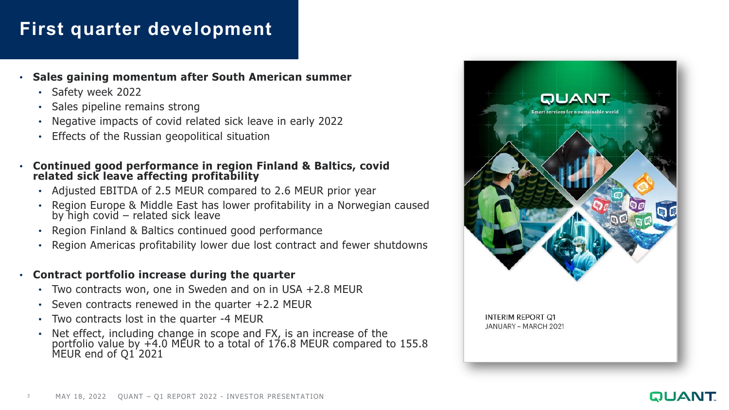# First quarter development

- **Sales gaining momentum after South American summer**
  - Safety week 2022
  - Sales pipeline remains strong
  - Negative impacts of covid related sick leave in early 2022
  - Effects of the Russian geopolitical situation
- **Continued good performance in region Finland & Baltics, covid related sick leave affecting profitability**
  - Adjusted EBITDA of 2.5 MEUR compared to 2.6 MEUR prior year
  - Region Europe & Middle East has lower profitability in a Norwegian caused by high covid – related sick leave
  - Region Finland & Baltics continued good performance
  - Region Americas profitability lower due lost contract and fewer shutdowns
- **Contract portfolio increase during the quarter**
  - Two contracts won, one in Sweden and on in USA +2.8 MEUR
  - Seven contracts renewed in the quarter +2.2 MEUR
  - Two contracts lost in the quarter -4 MEUR
  - Net effect, including change in scope and FX, is an increase of the portfolio value by +4.0 MEUR to a total of 176.8 MEUR compared to 155.8 MEUR end of Q1 2021

QUANT
Smart services for a sustainable world

INTERIM REPORT Q1
JANUARY – MARCH 2021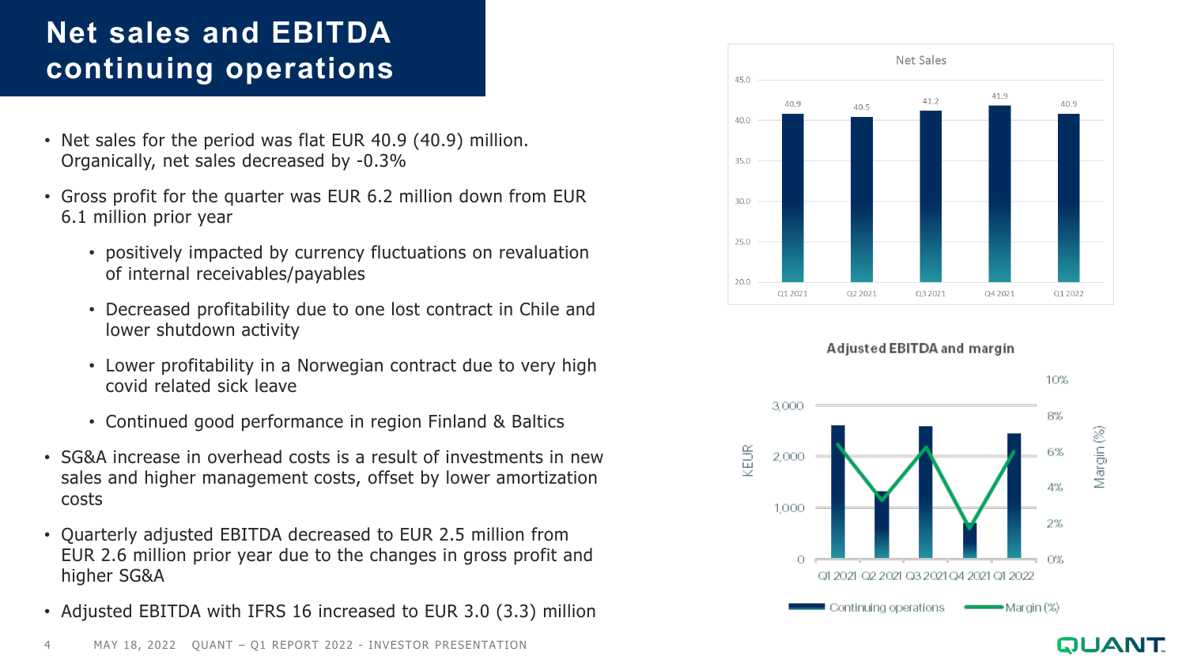# Net sales and EBITDA continuing operations

- Net sales for the period was flat EUR 40.9 (40.9) million. Organically, net sales decreased by -0.3%
- Gross profit for the quarter was EUR 6.2 million down from EUR 6.1 million prior year
  - positively impacted by currency fluctuations on revaluation of internal receivables/payables
  - Decreased profitability due to one lost contract in Chile and lower shutdown activity
  - Lower profitability in a Norwegian contract due to very high covid related sick leave
  - Continued good performance in region Finland & Baltics
- SG&A increase in overhead costs is a result of investments in new sales and higher management costs, offset by lower amortization costs
- Quarterly adjusted EBITDA decreased to EUR 2.5 million from EUR 2.6 million prior year due to the changes in gross profit and higher SG&A
- Adjusted EBITDA with IFRS 16 increased to EUR 3.0 (3.3) million

**Net Sales**

| Q1 2021 | Q2 2021 | Q3 2021 | Q4 2021 | Q1 2022 |
|---|---|---|---|---|
| 40.9 | 40.5 | 41.2 | 41.9 | 40.9 |

**Adjusted EBITDA and margin**

Legend: Continuing operations (KEUR); Margin (%)

Periods: Q1 2021, Q2 2021, Q3 2021, Q4 2021, Q1 2022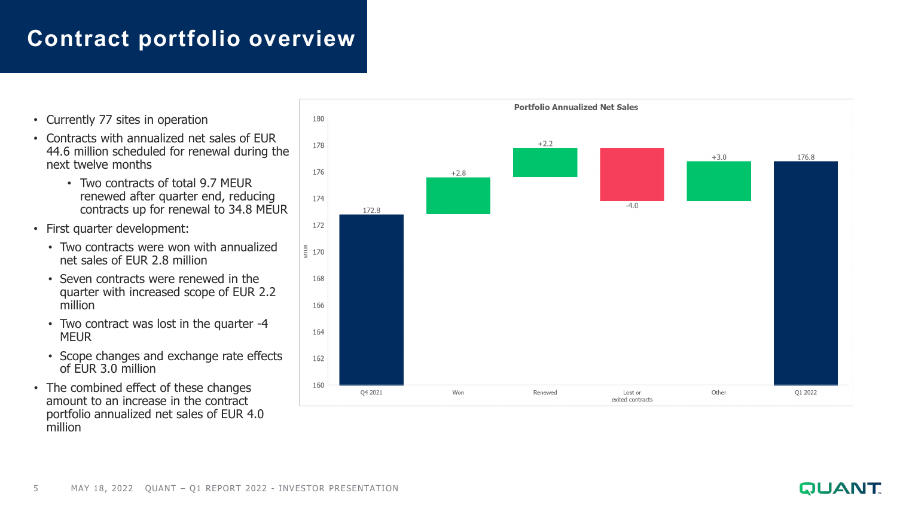# Contract portfolio overview

- Currently 77 sites in operation
- Contracts with annualized net sales of EUR 44.6 million scheduled for renewal during the next twelve months
  - Two contracts of total 9.7 MEUR renewed after quarter end, reducing contracts up for renewal to 34.8 MEUR
- First quarter development:
  - Two contracts were won with annualized net sales of EUR 2.8 million
  - Seven contracts were renewed in the quarter with increased scope of EUR 2.2 million
  - Two contract was lost in the quarter -4 MEUR
  - Scope changes and exchange rate effects of EUR 3.0 million
- The combined effect of these changes amount to an increase in the contract portfolio annualized net sales of EUR 4.0 million

**Portfolio Annualized Net Sales** (MEUR)

| | Q4 2021 | Won | Renewed | Lost or exited contracts | Other | Q1 2022 |
|---|---|---|---|---|---|---|
| MEUR | 172.8 | +2.8 | +2.2 | -4.0 | +3.0 | 176.8 |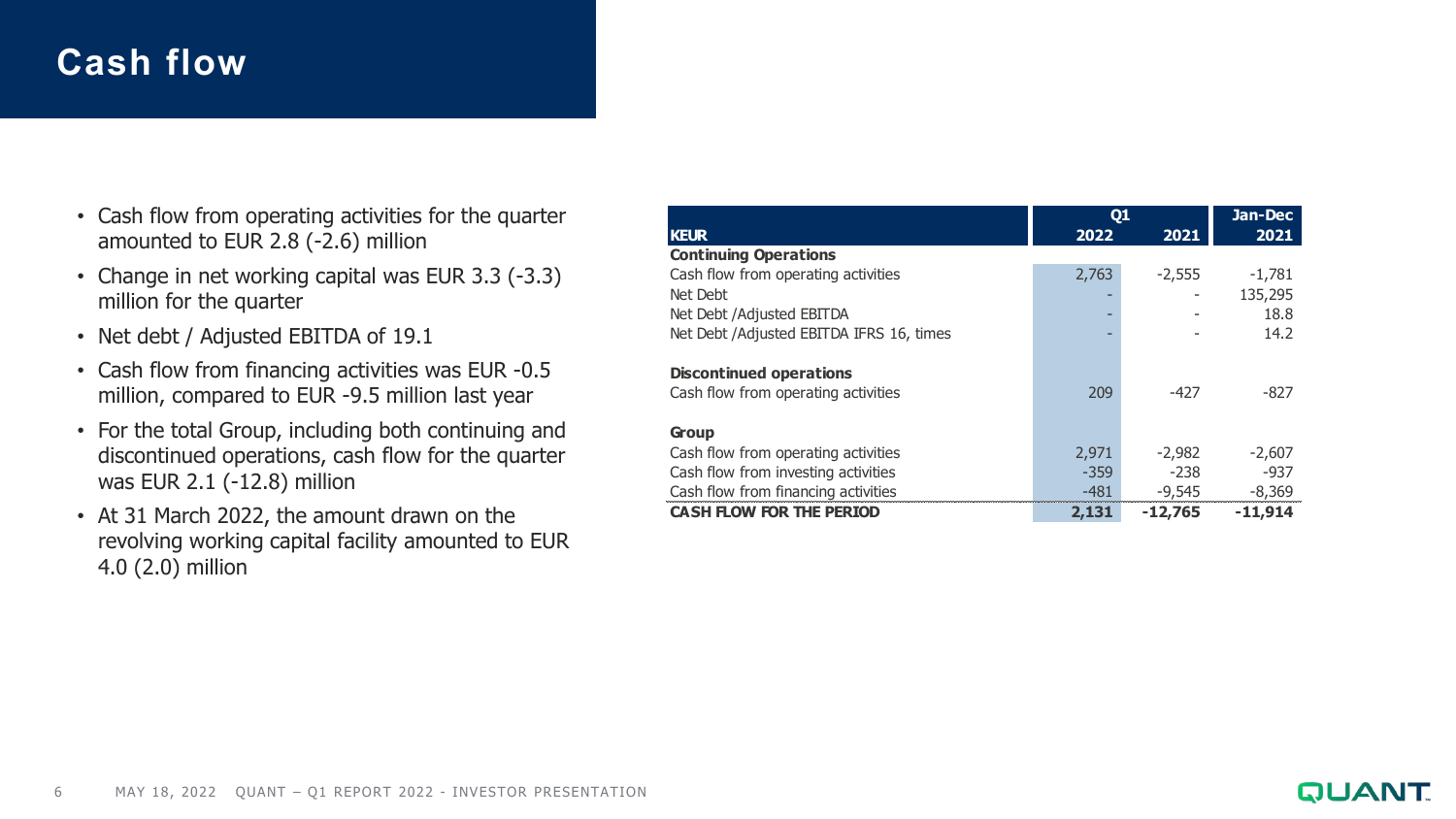# Cash flow

- Cash flow from operating activities for the quarter amounted to EUR 2.8 (-2.6) million
- Change in net working capital was EUR 3.3 (-3.3) million for the quarter
- Net debt / Adjusted EBITDA of 19.1
- Cash flow from financing activities was EUR -0.5 million, compared to EUR -9.5 million last year
- For the total Group, including both continuing and discontinued operations, cash flow for the quarter was EUR 2.1 (-12.8) million
- At 31 March 2022, the amount drawn on the revolving working capital facility amounted to EUR 4.0 (2.0) million

| | Q1 | | Jan-Dec |
|---|---|---|---|
| **KEUR** | **2022** | **2021** | **2021** |
| **Continuing Operations** | | | |
| Cash flow from operating activities | 2,763 | -2,555 | -1,781 |
| Net Debt | - | - | 135,295 |
| Net Debt /Adjusted EBITDA | - | - | 18.8 |
| Net Debt /Adjusted EBITDA IFRS 16, times | - | - | 14.2 |
| | | | |
| **Discontinued operations** | | | |
| Cash flow from operating activities | 209 | -427 | -827 |
| | | | |
| **Group** | | | |
| Cash flow from operating activities | 2,971 | -2,982 | -2,607 |
| Cash flow from investing activities | -359 | -238 | -937 |
| Cash flow from financing activities | -481 | -9,545 | -8,369 |
| **CASH FLOW FOR THE PERIOD** | **2,131** | **-12,765** | **-11,914** |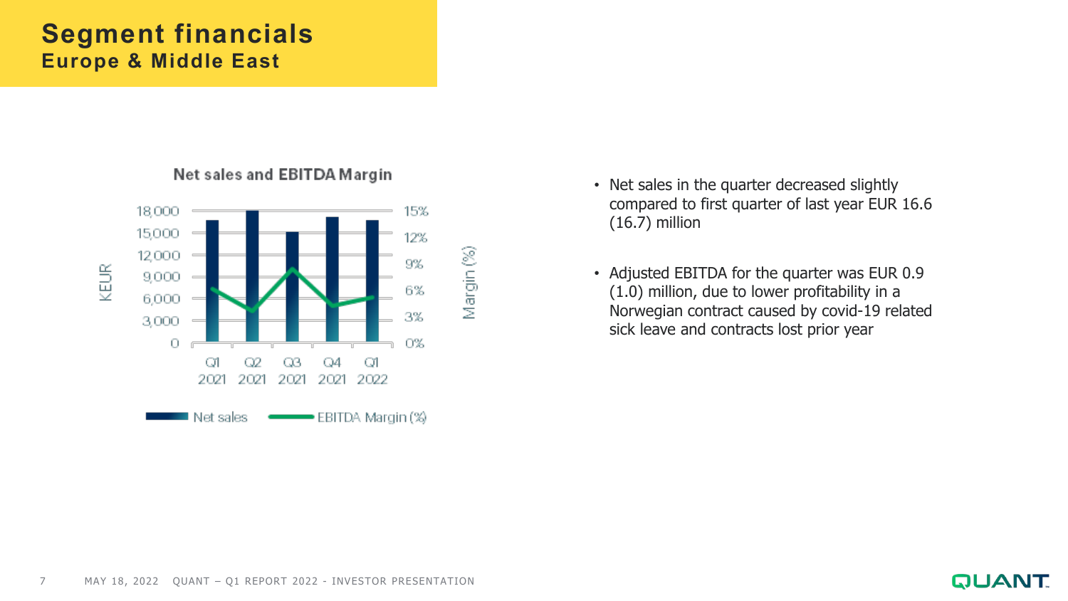# Segment financials

## Europe & Middle East

**Net sales and EBITDA Margin**

KEUR: 0, 3,000, 6,000, 9,000, 12,000, 15,000, 18,000

Margin (%): 0%, 3%, 6%, 9%, 12%, 15%

Q1 2021, Q2 2021, Q3 2021, Q4 2021, Q1 2022

Net sales — EBITDA Margin (%)

- Net sales in the quarter decreased slightly compared to first quarter of last year EUR 16.6 (16.7) million
- Adjusted EBITDA for the quarter was EUR 0.9 (1.0) million, due to lower profitability in a Norwegian contract caused by covid-19 related sick leave and contracts lost prior year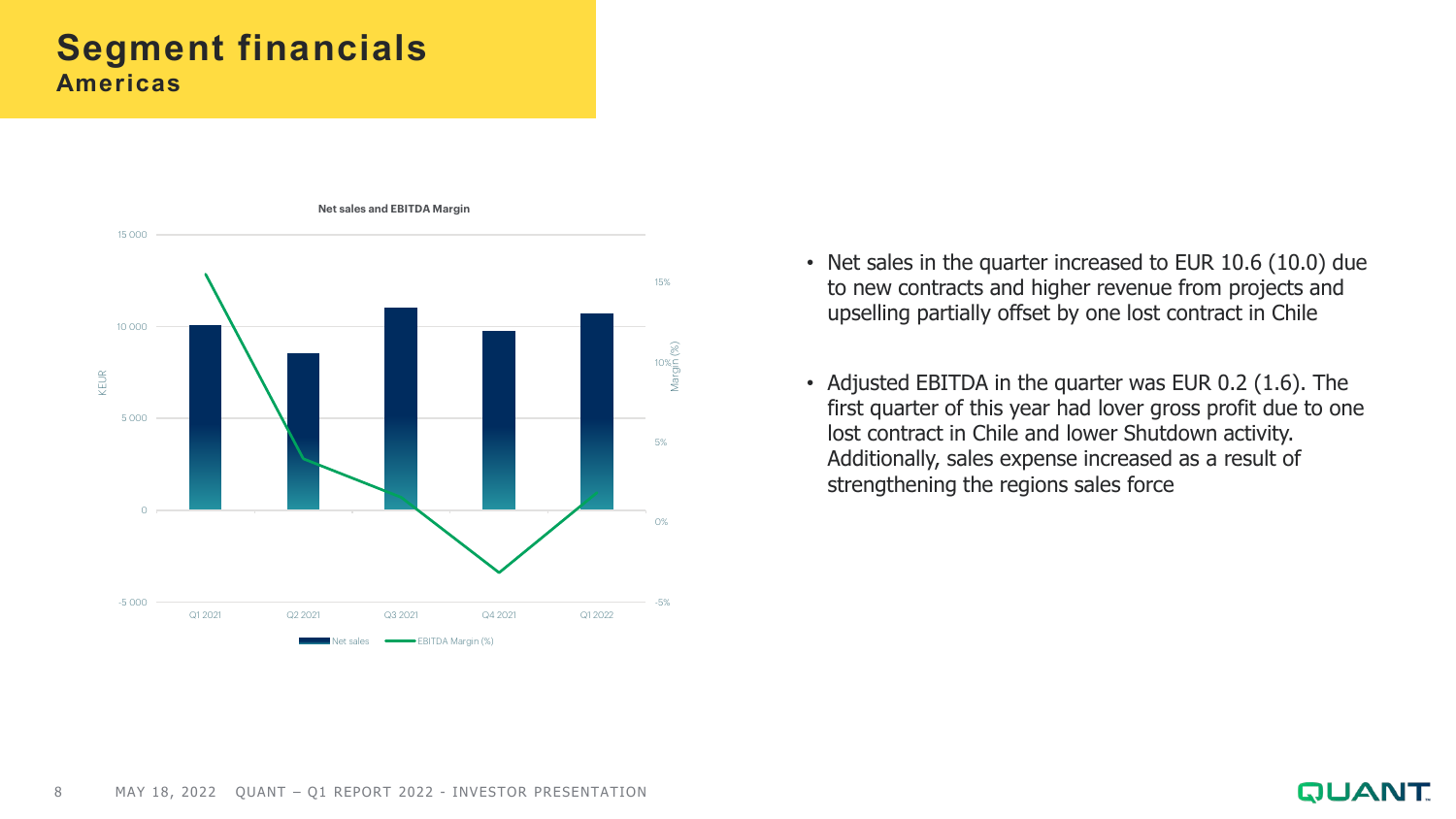# Segment financials
## Americas

**Net sales and EBITDA Margin**

- Net sales in the quarter increased to EUR 10.6 (10.0) due to new contracts and higher revenue from projects and upselling partially offset by one lost contract in Chile
- Adjusted EBITDA in the quarter was EUR 0.2 (1.6). The first quarter of this year had lover gross profit due to one lost contract in Chile and lower Shutdown activity. Additionally, sales expense increased as a result of strengthening the regions sales force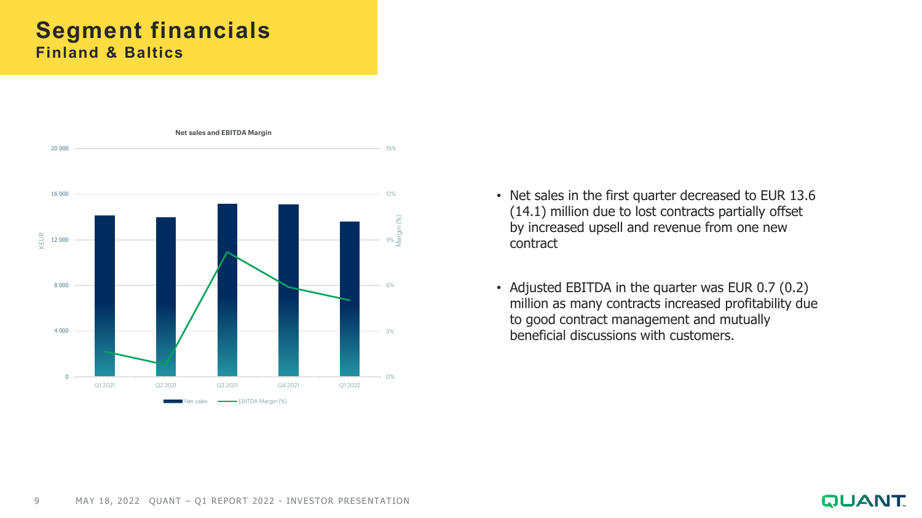# Segment financials

## Finland & Baltics

**Net sales and EBITDA Margin**

KEUR: 0, 4 000, 8 000, 12 000, 16 000, 20 000

Margin (%): 0%, 3%, 6%, 9%, 12%, 15%

Q1 2021, Q2 2021, Q3 2021, Q4 2021, Q1 2022

Net sales, EBITDA Margin (%)

- Net sales in the first quarter decreased to EUR 13.6 (14.1) million due to lost contracts partially offset by increased upsell and revenue from one new contract
- Adjusted EBITDA in the quarter was EUR 0.7 (0.2) million as many contracts increased profitability due to good contract management and mutually beneficial discussions with customers.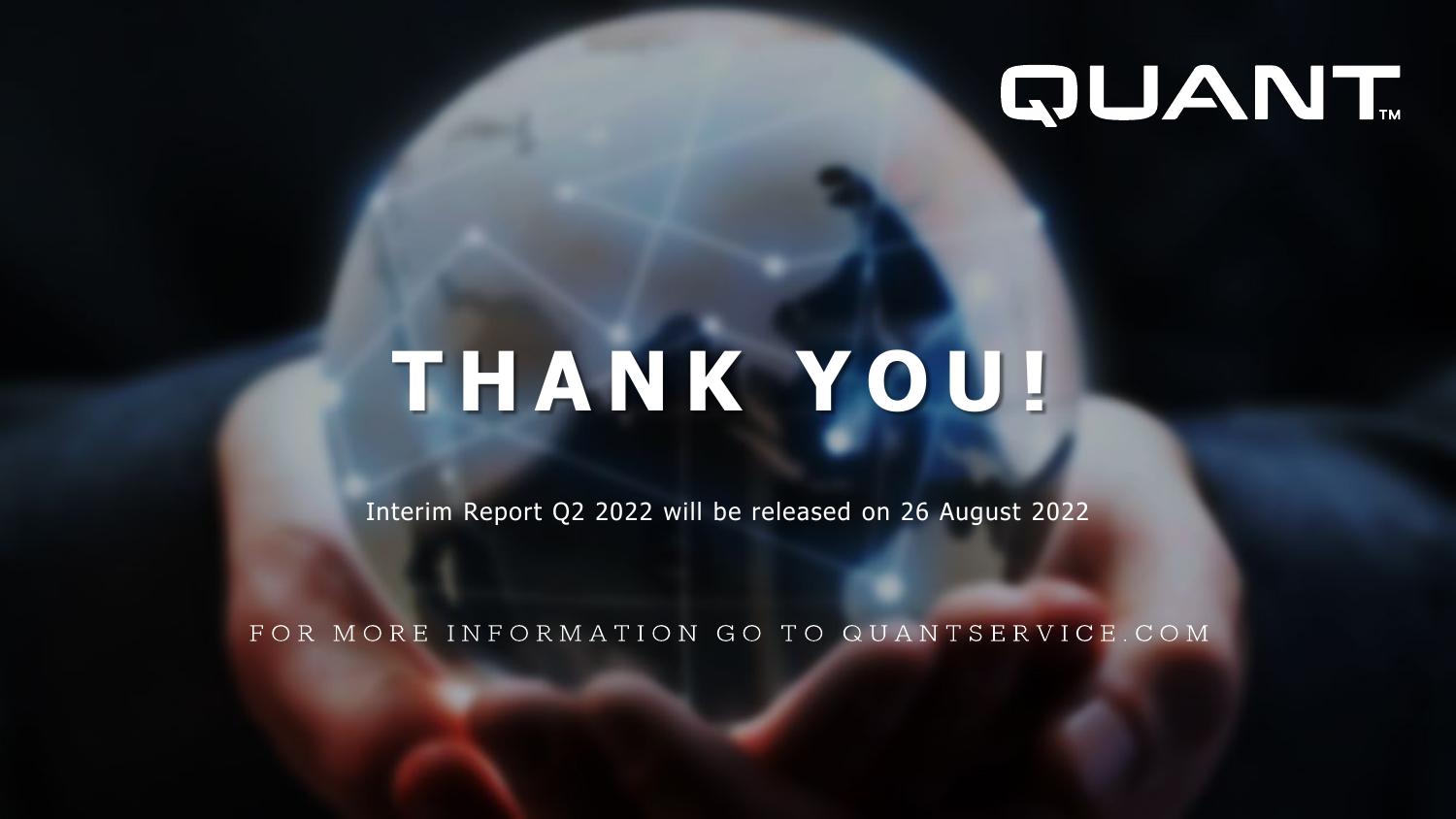QUANT™

# THANK YOU!

Interim Report Q2 2022 will be released on 26 August 2022

FOR MORE INFORMATION GO TO QUANTSERVICE.COM